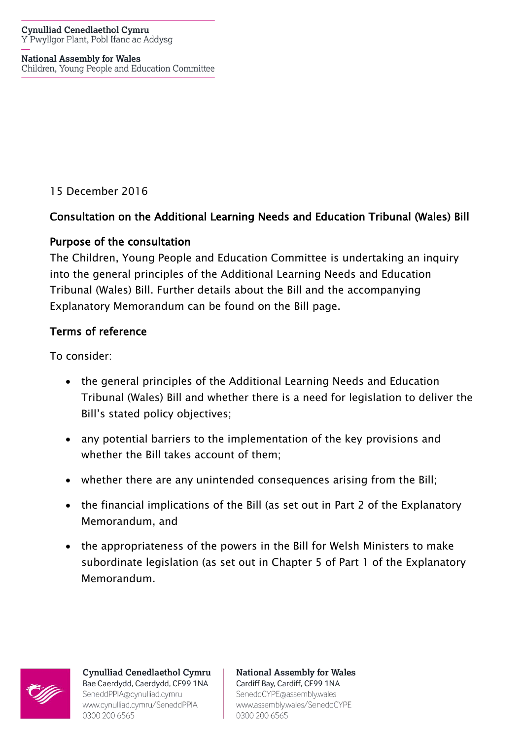Cynulliad Cenedlaethol Cymru
Y Pwyllgor Plant, Pobl Ifanc ac Addysg

National Assembly for Wales
Children, Young People and Education Committee

15 December 2016

## Consultation on the Additional Learning Needs and Education Tribunal (Wales) Bill

### Purpose of the consultation

The Children, Young People and Education Committee is undertaking an inquiry into the general principles of the Additional Learning Needs and Education Tribunal (Wales) Bill. Further details about the Bill and the accompanying Explanatory Memorandum can be found on the Bill page.

### Terms of reference

To consider:

- the general principles of the Additional Learning Needs and Education Tribunal (Wales) Bill and whether there is a need for legislation to deliver the Bill's stated policy objectives;
- any potential barriers to the implementation of the key provisions and whether the Bill takes account of them;
- whether there are any unintended consequences arising from the Bill;
- the financial implications of the Bill (as set out in Part 2 of the Explanatory Memorandum, and
- the appropriateness of the powers in the Bill for Welsh Ministers to make subordinate legislation (as set out in Chapter 5 of Part 1 of the Explanatory Memorandum.

**Cynulliad Cenedlaethol Cymru**
Bae Caerdydd, Caerdydd, CF99 1NA
SeneddPPIA@cynulliad.cymru
www.cynulliad.cymru/SeneddPPIA
0300 200 6565

**National Assembly for Wales**
Cardiff Bay, Cardiff, CF99 1NA
SeneddCYPE@assembly.wales
www.assembly.wales/SeneddCYPE
0300 200 6565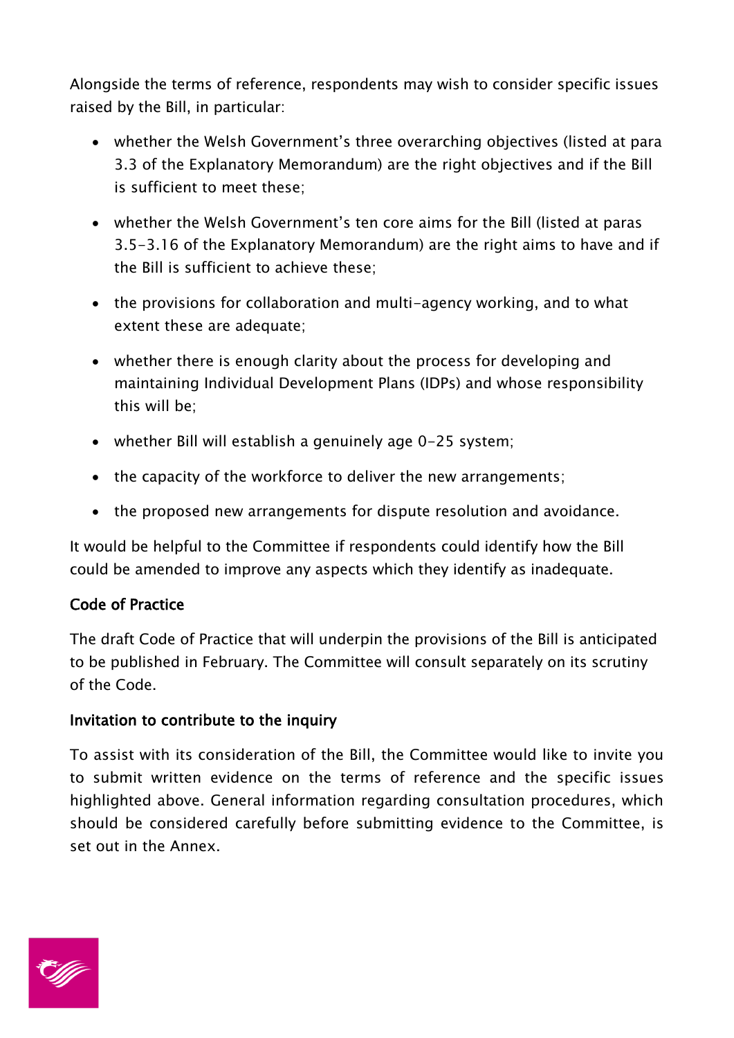Alongside the terms of reference, respondents may wish to consider specific issues raised by the Bill, in particular:

- whether the Welsh Government's three overarching objectives (listed at para 3.3 of the Explanatory Memorandum) are the right objectives and if the Bill is sufficient to meet these;
- whether the Welsh Government's ten core aims for the Bill (listed at paras 3.5-3.16 of the Explanatory Memorandum) are the right aims to have and if the Bill is sufficient to achieve these;
- the provisions for collaboration and multi-agency working, and to what extent these are adequate;
- whether there is enough clarity about the process for developing and maintaining Individual Development Plans (IDPs) and whose responsibility this will be;
- whether Bill will establish a genuinely age 0-25 system;
- the capacity of the workforce to deliver the new arrangements;
- the proposed new arrangements for dispute resolution and avoidance.

It would be helpful to the Committee if respondents could identify how the Bill could be amended to improve any aspects which they identify as inadequate.

## Code of Practice

The draft Code of Practice that will underpin the provisions of the Bill is anticipated to be published in February. The Committee will consult separately on its scrutiny of the Code.

## Invitation to contribute to the inquiry

To assist with its consideration of the Bill, the Committee would like to invite you to submit written evidence on the terms of reference and the specific issues highlighted above. General information regarding consultation procedures, which should be considered carefully before submitting evidence to the Committee, is set out in the Annex.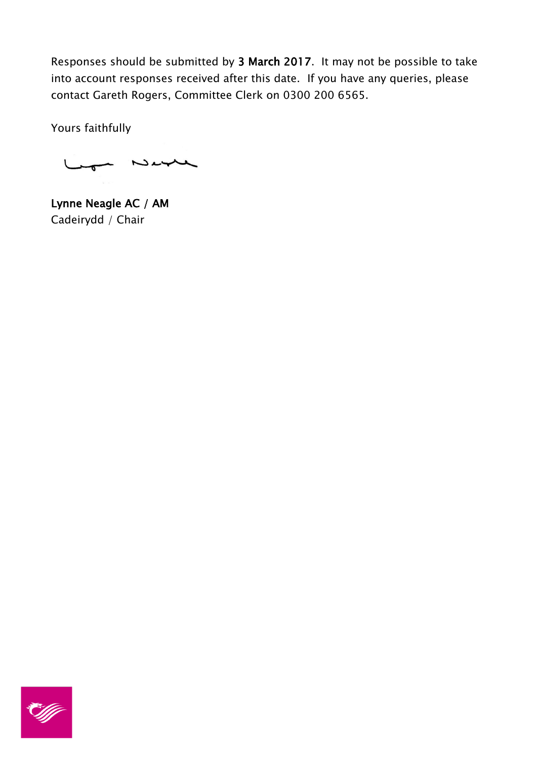Responses should be submitted by **3 March 2017**. It may not be possible to take into account responses received after this date. If you have any queries, please contact Gareth Rogers, Committee Clerk on 0300 200 6565.

Yours faithfully

**Lynne Neagle AC / AM**
Cadeirydd / Chair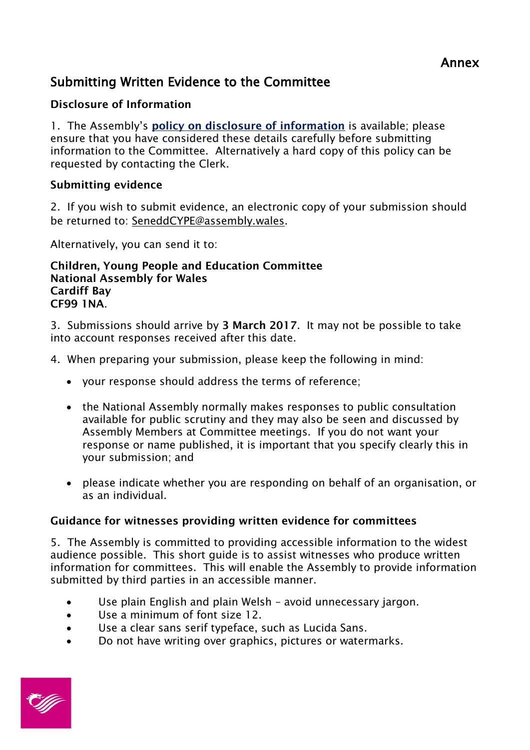Annex

## Submitting Written Evidence to the Committee

### Disclosure of Information

1. The Assembly's **policy on disclosure of information** is available; please ensure that you have considered these details carefully before submitting information to the Committee. Alternatively a hard copy of this policy can be requested by contacting the Clerk.

### Submitting evidence

2. If you wish to submit evidence, an electronic copy of your submission should be returned to: SeneddCYPE@assembly.wales.

Alternatively, you can send it to:

**Children, Young People and Education Committee**
**National Assembly for Wales**
**Cardiff Bay**
**CF99 1NA**.

3. Submissions should arrive by **3 March 2017**. It may not be possible to take into account responses received after this date.

4. When preparing your submission, please keep the following in mind:

- your response should address the terms of reference;

- the National Assembly normally makes responses to public consultation available for public scrutiny and they may also be seen and discussed by Assembly Members at Committee meetings. If you do not want your response or name published, it is important that you specify clearly this in your submission; and

- please indicate whether you are responding on behalf of an organisation, or as an individual.

### Guidance for witnesses providing written evidence for committees

5. The Assembly is committed to providing accessible information to the widest audience possible. This short guide is to assist witnesses who produce written information for committees. This will enable the Assembly to provide information submitted by third parties in an accessible manner.

- Use plain English and plain Welsh – avoid unnecessary jargon.
- Use a minimum of font size 12.
- Use a clear sans serif typeface, such as Lucida Sans.
- Do not have writing over graphics, pictures or watermarks.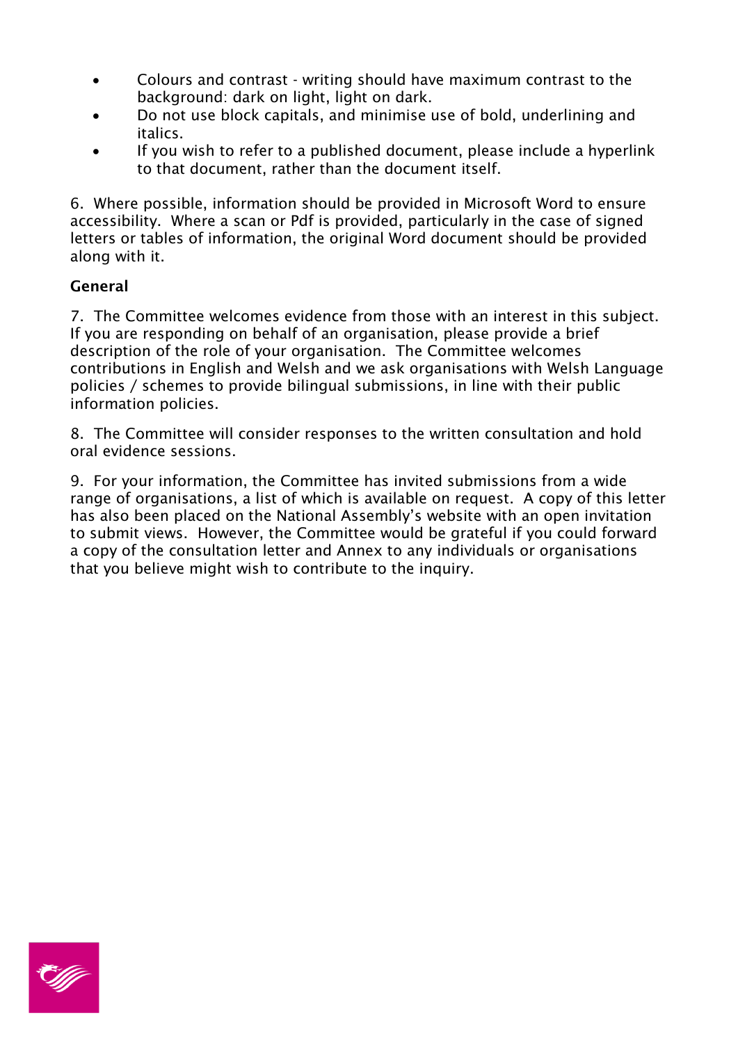- Colours and contrast - writing should have maximum contrast to the background: dark on light, light on dark.
- Do not use block capitals, and minimise use of bold, underlining and italics.
- If you wish to refer to a published document, please include a hyperlink to that document, rather than the document itself.

6. Where possible, information should be provided in Microsoft Word to ensure accessibility. Where a scan or Pdf is provided, particularly in the case of signed letters or tables of information, the original Word document should be provided along with it.

**General**

7. The Committee welcomes evidence from those with an interest in this subject. If you are responding on behalf of an organisation, please provide a brief description of the role of your organisation. The Committee welcomes contributions in English and Welsh and we ask organisations with Welsh Language policies / schemes to provide bilingual submissions, in line with their public information policies.

8. The Committee will consider responses to the written consultation and hold oral evidence sessions.

9. For your information, the Committee has invited submissions from a wide range of organisations, a list of which is available on request. A copy of this letter has also been placed on the National Assembly's website with an open invitation to submit views. However, the Committee would be grateful if you could forward a copy of the consultation letter and Annex to any individuals or organisations that you believe might wish to contribute to the inquiry.